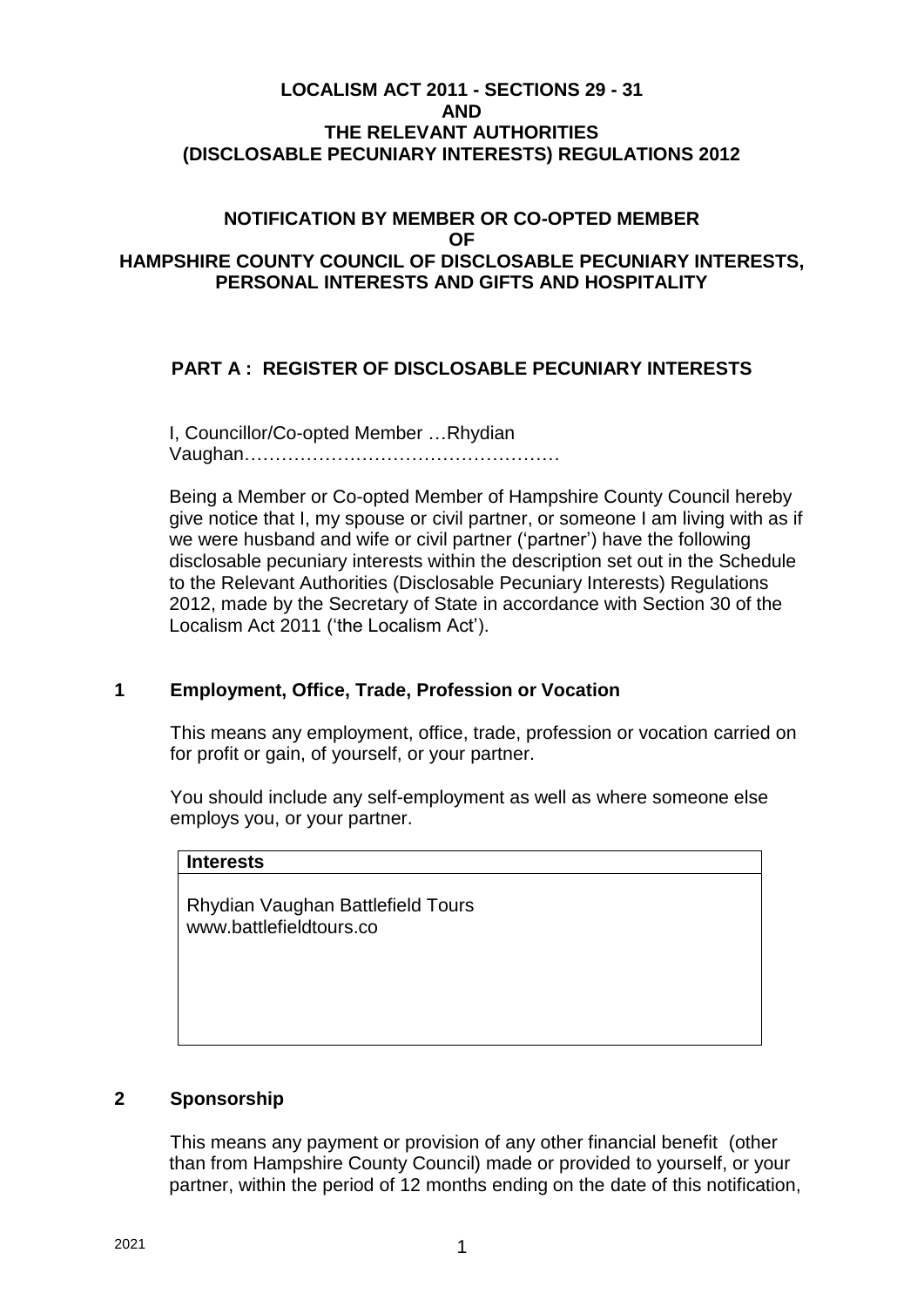**LOCALISM ACT 2011 - SECTIONS 29 - 31**
**AND**
**THE RELEVANT AUTHORITIES**
**(DISCLOSABLE PECUNIARY INTERESTS) REGULATIONS 2012**

**NOTIFICATION BY MEMBER OR CO-OPTED MEMBER**
**OF**
**HAMPSHIRE COUNTY COUNCIL OF DISCLOSABLE PECUNIARY INTERESTS, PERSONAL INTERESTS AND GIFTS AND HOSPITALITY**

## PART A : REGISTER OF DISCLOSABLE PECUNIARY INTERESTS

I, Councillor/Co-opted Member …Rhydian Vaughan……………………………………………

Being a Member or Co-opted Member of Hampshire County Council hereby give notice that I, my spouse or civil partner, or someone I am living with as if we were husband and wife or civil partner ('partner') have the following disclosable pecuniary interests within the description set out in the Schedule to the Relevant Authorities (Disclosable Pecuniary Interests) Regulations 2012, made by the Secretary of State in accordance with Section 30 of the Localism Act 2011 ('the Localism Act').

### 1 Employment, Office, Trade, Profession or Vocation

This means any employment, office, trade, profession or vocation carried on for profit or gain, of yourself, or your partner.

You should include any self-employment as well as where someone else employs you, or your partner.

| **Interests** |
|---|
| Rhydian Vaughan Battlefield Tours<br>www.battlefieldtours.co |

### 2 Sponsorship

This means any payment or provision of any other financial benefit (other than from Hampshire County Council) made or provided to yourself, or your partner, within the period of 12 months ending on the date of this notification,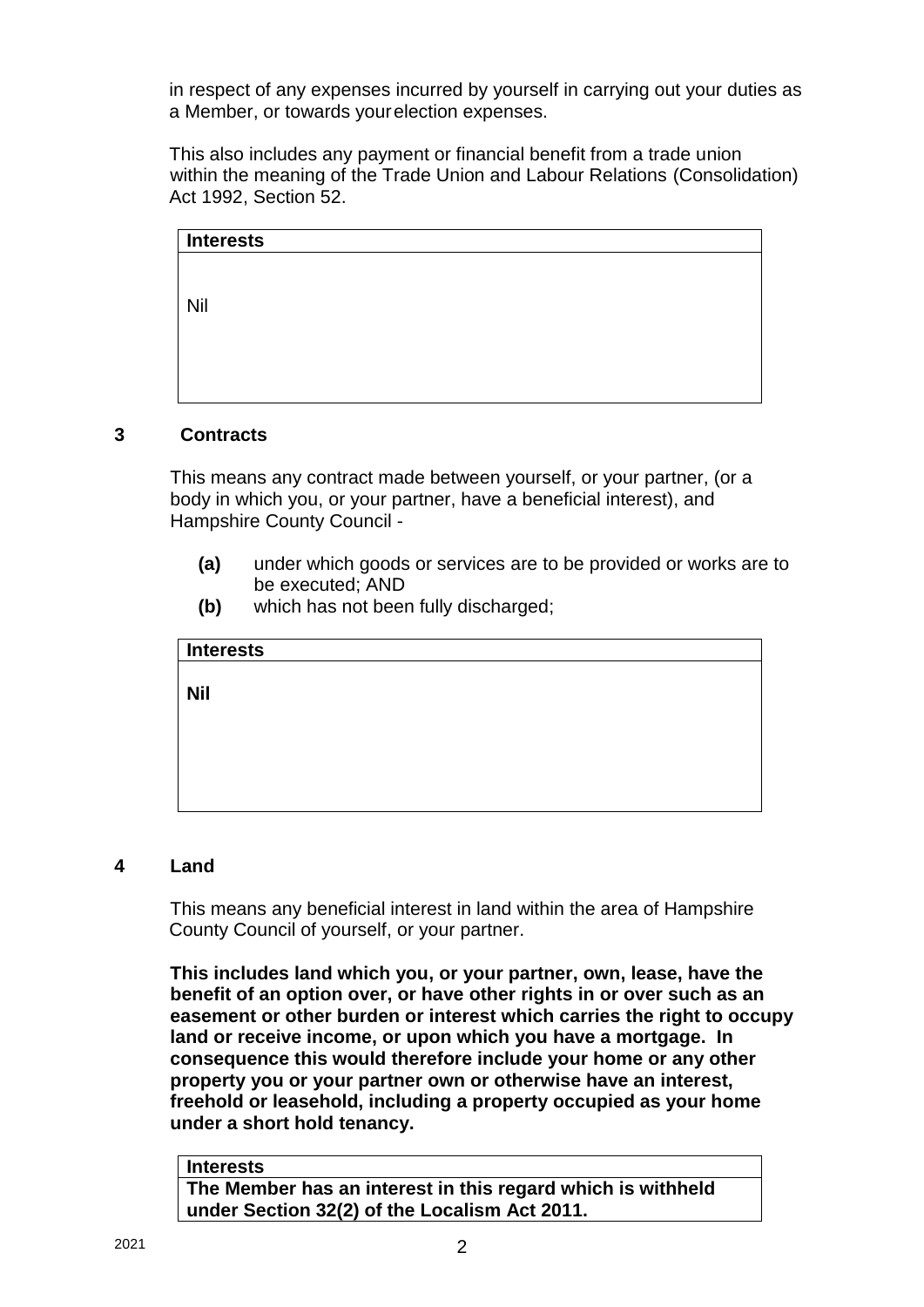in respect of any expenses incurred by yourself in carrying out your duties as a Member, or towards your election expenses.

This also includes any payment or financial benefit from a trade union within the meaning of the Trade Union and Labour Relations (Consolidation) Act 1992, Section 52.

| **Interests** |
|---|
| Nil |

## 3 Contracts

This means any contract made between yourself, or your partner, (or a body in which you, or your partner, have a beneficial interest), and Hampshire County Council -

- **(a)** under which goods or services are to be provided or works are to be executed; AND
- **(b)** which has not been fully discharged;

| **Interests** |
|---|
| **Nil** |

## 4 Land

This means any beneficial interest in land within the area of Hampshire County Council of yourself, or your partner.

**This includes land which you, or your partner, own, lease, have the benefit of an option over, or have other rights in or over such as an easement or other burden or interest which carries the right to occupy land or receive income, or upon which you have a mortgage. In consequence this would therefore include your home or any other property you or your partner own or otherwise have an interest, freehold or leasehold, including a property occupied as your home under a short hold tenancy.**

| **Interests** |
|---|
| **The Member has an interest in this regard which is withheld under Section 32(2) of the Localism Act 2011.** |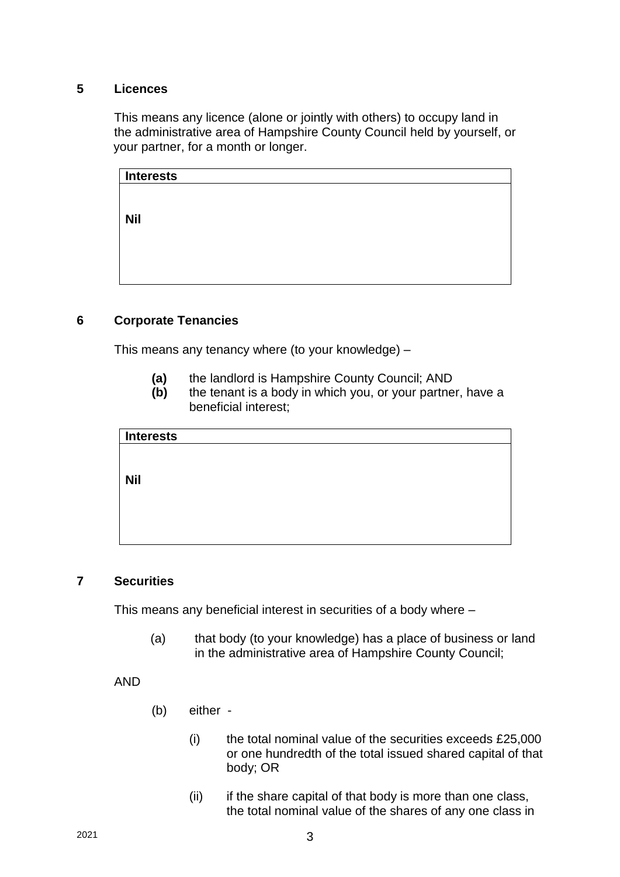## 5 Licences

This means any licence (alone or jointly with others) to occupy land in the administrative area of Hampshire County Council held by yourself, or your partner, for a month or longer.

| Interests |
|---|
| **Nil** |

## 6 Corporate Tenancies

This means any tenancy where (to your knowledge) –

- **(a)** the landlord is Hampshire County Council; AND
- **(b)** the tenant is a body in which you, or your partner, have a beneficial interest;

| Interests |
|---|
| **Nil** |

## 7 Securities

This means any beneficial interest in securities of a body where –

(a) that body (to your knowledge) has a place of business or land in the administrative area of Hampshire County Council;

AND

(b) either -

(i) the total nominal value of the securities exceeds £25,000 or one hundredth of the total issued shared capital of that body; OR

(ii) if the share capital of that body is more than one class, the total nominal value of the shares of any one class in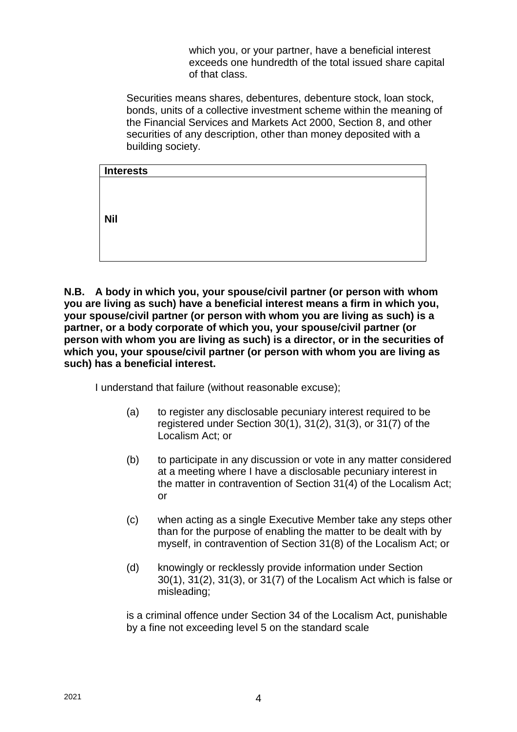which you, or your partner, have a beneficial interest exceeds one hundredth of the total issued share capital of that class.

Securities means shares, debentures, debenture stock, loan stock, bonds, units of a collective investment scheme within the meaning of the Financial Services and Markets Act 2000, Section 8, and other securities of any description, other than money deposited with a building society.

| **Interests** |
| --- |
| **Nil** |

**N.B. A body in which you, your spouse/civil partner (or person with whom you are living as such) have a beneficial interest means a firm in which you, your spouse/civil partner (or person with whom you are living as such) is a partner, or a body corporate of which you, your spouse/civil partner (or person with whom you are living as such) is a director, or in the securities of which you, your spouse/civil partner (or person with whom you are living as such) has a beneficial interest.**

I understand that failure (without reasonable excuse);

(a) to register any disclosable pecuniary interest required to be registered under Section 30(1), 31(2), 31(3), or 31(7) of the Localism Act; or

(b) to participate in any discussion or vote in any matter considered at a meeting where I have a disclosable pecuniary interest in the matter in contravention of Section 31(4) of the Localism Act; or

(c) when acting as a single Executive Member take any steps other than for the purpose of enabling the matter to be dealt with by myself, in contravention of Section 31(8) of the Localism Act; or

(d) knowingly or recklessly provide information under Section 30(1), 31(2), 31(3), or 31(7) of the Localism Act which is false or misleading;

is a criminal offence under Section 34 of the Localism Act, punishable by a fine not exceeding level 5 on the standard scale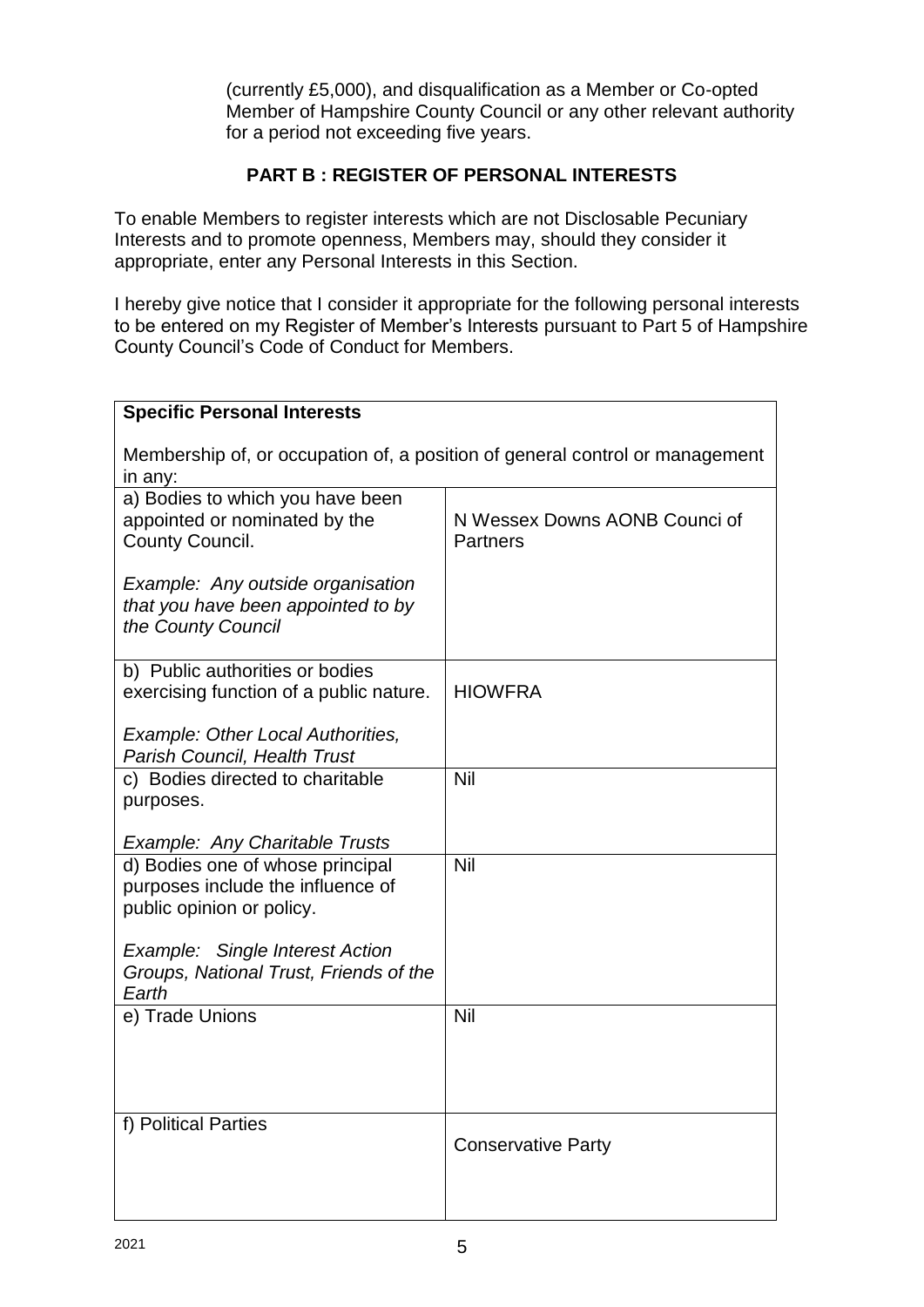(currently £5,000), and disqualification as a Member or Co-opted Member of Hampshire County Council or any other relevant authority for a period not exceeding five years.

## PART B : REGISTER OF PERSONAL INTERESTS

To enable Members to register interests which are not Disclosable Pecuniary Interests and to promote openness, Members may, should they consider it appropriate, enter any Personal Interests in this Section.

I hereby give notice that I consider it appropriate for the following personal interests to be entered on my Register of Member's Interests pursuant to Part 5 of Hampshire County Council's Code of Conduct for Members.

| **Specific Personal Interests**<br><br>Membership of, or occupation of, a position of general control or management in any: | |
|---|---|
| a) Bodies to which you have been appointed or nominated by the County Council.<br><br>*Example: Any outside organisation that you have been appointed to by the County Council* | N Wessex Downs AONB Counci of Partners |
| b) Public authorities or bodies exercising function of a public nature.<br><br>*Example: Other Local Authorities, Parish Council, Health Trust* | HIOWFRA |
| c) Bodies directed to charitable purposes.<br><br>*Example: Any Charitable Trusts* | Nil |
| d) Bodies one of whose principal purposes include the influence of public opinion or policy.<br><br>*Example: Single Interest Action Groups, National Trust, Friends of the Earth* | Nil |
| e) Trade Unions | Nil |
| f) Political Parties | Conservative Party |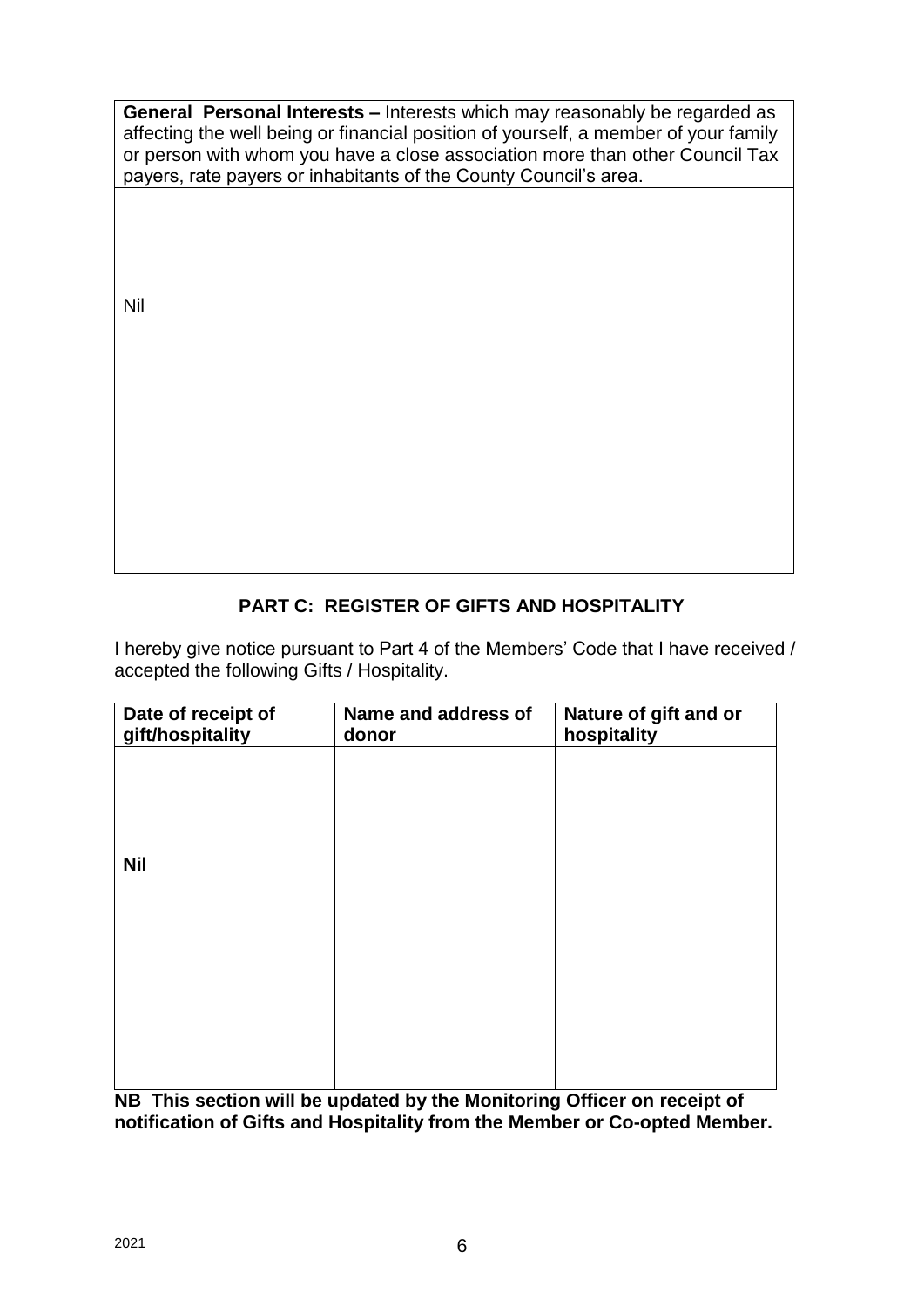| **General Personal Interests –** Interests which may reasonably be regarded as affecting the well being or financial position of yourself, a member of your family or person with whom you have a close association more than other Council Tax payers, rate payers or inhabitants of the County Council's area. |
| --- |
| Nil |

## PART C: REGISTER OF GIFTS AND HOSPITALITY

I hereby give notice pursuant to Part 4 of the Members' Code that I have received / accepted the following Gifts / Hospitality.

| Date of receipt of gift/hospitality | Name and address of donor | Nature of gift and or hospitality |
| --- | --- | --- |
| **Nil** | | |

**NB This section will be updated by the Monitoring Officer on receipt of notification of Gifts and Hospitality from the Member or Co-opted Member.**

2021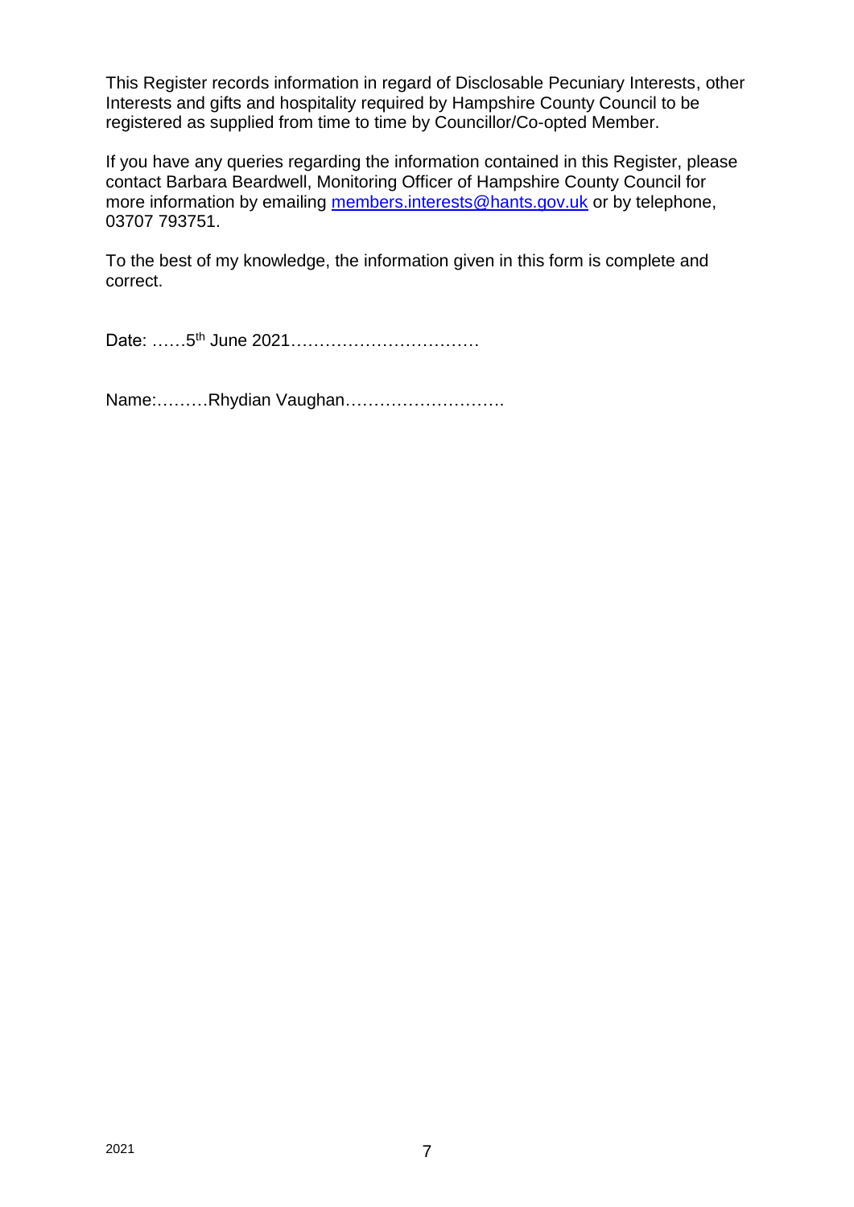This Register records information in regard of Disclosable Pecuniary Interests, other Interests and gifts and hospitality required by Hampshire County Council to be registered as supplied from time to time by Councillor/Co-opted Member.

If you have any queries regarding the information contained in this Register, please contact Barbara Beardwell, Monitoring Officer of Hampshire County Council for more information by emailing [members.interests@hants.gov.uk](mailto:members.interests@hants.gov.uk) or by telephone, 03707 793751.

To the best of my knowledge, the information given in this form is complete and correct.

Date: ……5th June 2021……………………………

Name:………Rhydian Vaughan……………………….